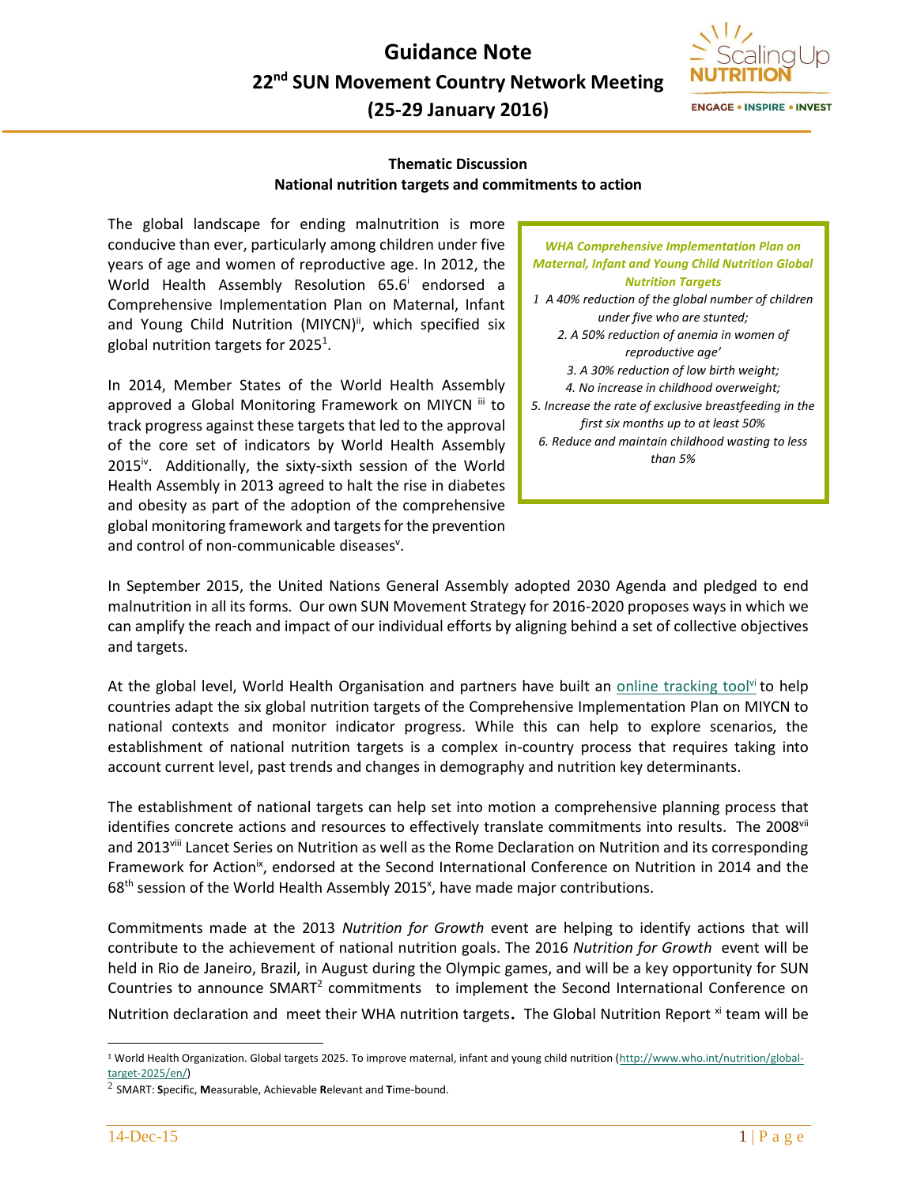# Guidance Note

## 22nd SUN Movement Country Network Meeting (25-29 January 2016)

### Thematic Discussion
### National nutrition targets and commitments to action

The global landscape for ending malnutrition is more conducive than ever, particularly among children under five years of age and women of reproductive age. In 2012, the World Health Assembly Resolution 65.6[i] endorsed a Comprehensive Implementation Plan on Maternal, Infant and Young Child Nutrition (MIYCN)[ii], which specified six global nutrition targets for 2025[1].

In 2014, Member States of the World Health Assembly approved a Global Monitoring Framework on MIYCN [iii] to track progress against these targets that led to the approval of the core set of indicators by World Health Assembly 2015[iv]. Additionally, the sixty-sixth session of the World Health Assembly in 2013 agreed to halt the rise in diabetes and obesity as part of the adoption of the comprehensive global monitoring framework and targets for the prevention and control of non-communicable diseases[v].

> ***WHA Comprehensive Implementation Plan on Maternal, Infant and Young Child Nutrition Global Nutrition Targets***
>
> *1 A 40% reduction of the global number of children under five who are stunted;*
>
> *2. A 50% reduction of anemia in women of reproductive age'*
>
> *3. A 30% reduction of low birth weight;*
>
> *4. No increase in childhood overweight;*
>
> *5. Increase the rate of exclusive breastfeeding in the first six months up to at least 50%*
>
> *6. Reduce and maintain childhood wasting to less than 5%*

In September 2015, the United Nations General Assembly adopted 2030 Agenda and pledged to end malnutrition in all its forms. Our own SUN Movement Strategy for 2016-2020 proposes ways in which we can amplify the reach and impact of our individual efforts by aligning behind a set of collective objectives and targets.

At the global level, World Health Organisation and partners have built an online tracking tool[vi] to help countries adapt the six global nutrition targets of the Comprehensive Implementation Plan on MIYCN to national contexts and monitor indicator progress. While this can help to explore scenarios, the establishment of national nutrition targets is a complex in-country process that requires taking into account current level, past trends and changes in demography and nutrition key determinants.

The establishment of national targets can help set into motion a comprehensive planning process that identifies concrete actions and resources to effectively translate commitments into results. The 2008[vii] and 2013[viii] Lancet Series on Nutrition as well as the Rome Declaration on Nutrition and its corresponding Framework for Action[ix], endorsed at the Second International Conference on Nutrition in 2014 and the 68th session of the World Health Assembly 2015[x], have made major contributions.

Commitments made at the 2013 *Nutrition for Growth* event are helping to identify actions that will contribute to the achievement of national nutrition goals. The 2016 *Nutrition for Growth* event will be held in Rio de Janeiro, Brazil, in August during the Olympic games, and will be a key opportunity for SUN Countries to announce SMART[2] commitments to implement the Second International Conference on Nutrition declaration and meet their WHA nutrition targets. The Global Nutrition Report [xi] team will be

---

[1] World Health Organization. Global targets 2025. To improve maternal, infant and young child nutrition (http://www.who.int/nutrition/global-target-2025/en/)

[2] SMART: **S**pecific, **M**easurable, Achievable **R**elevant and **T**ime-bound.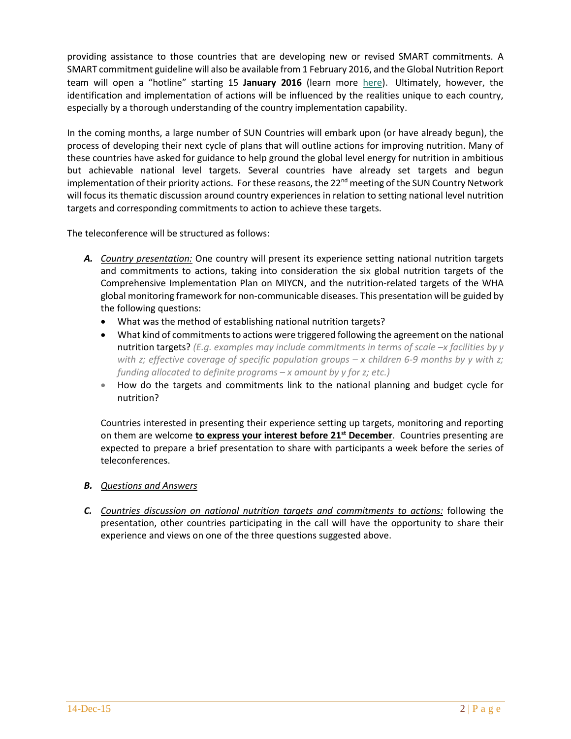providing assistance to those countries that are developing new or revised SMART commitments. A SMART commitment guideline will also be available from 1 February 2016, and the Global Nutrition Report team will open a "hotline" starting 15 **January 2016** (learn more [here](here)). Ultimately, however, the identification and implementation of actions will be influenced by the realities unique to each country, especially by a thorough understanding of the country implementation capability.

In the coming months, a large number of SUN Countries will embark upon (or have already begun), the process of developing their next cycle of plans that will outline actions for improving nutrition. Many of these countries have asked for guidance to help ground the global level energy for nutrition in ambitious but achievable national level targets. Several countries have already set targets and begun implementation of their priority actions. For these reasons, the 22nd meeting of the SUN Country Network will focus its thematic discussion around country experiences in relation to setting national level nutrition targets and corresponding commitments to action to achieve these targets.

The teleconference will be structured as follows:

***A.*** *Country presentation:* One country will present its experience setting national nutrition targets and commitments to actions, taking into consideration the six global nutrition targets of the Comprehensive Implementation Plan on MIYCN, and the nutrition-related targets of the WHA global monitoring framework for non-communicable diseases. This presentation will be guided by the following questions:

- What was the method of establishing national nutrition targets?
- What kind of commitments to actions were triggered following the agreement on the national nutrition targets? *(E.g. examples may include commitments in terms of scale –x facilities by y with z; effective coverage of specific population groups – x children 6-9 months by y with z; funding allocated to definite programs – x amount by y for z; etc.)*
- How do the targets and commitments link to the national planning and budget cycle for nutrition?

Countries interested in presenting their experience setting up targets, monitoring and reporting on them are welcome **to express your interest before 21st December**. Countries presenting are expected to prepare a brief presentation to share with participants a week before the series of teleconferences.

***B.*** *Questions and Answers*

***C.*** *Countries discussion on national nutrition targets and commitments to actions:* following the presentation, other countries participating in the call will have the opportunity to share their experience and views on one of the three questions suggested above.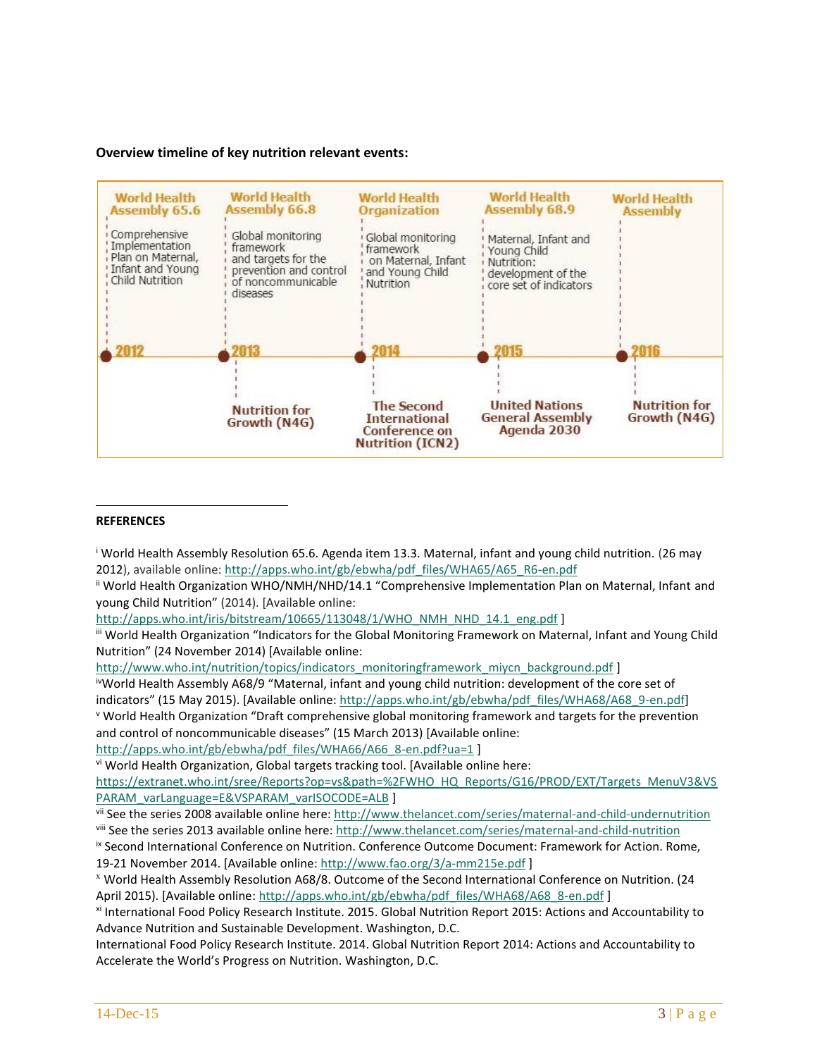**Overview timeline of key nutrition relevant events:**

World Health Assembly 65.6
Comprehensive Implementation Plan on Maternal, Infant and Young Child Nutrition
2012

World Health Assembly 66.8
Global monitoring framework and targets for the prevention and control of noncommunicable diseases
2013
Nutrition for Growth (N4G)

World Health Organization
Global monitoring framework on Maternal, Infant and Young Child Nutrition
2014
The Second International Conference on Nutrition (ICN2)

World Health Assembly 68.9
Maternal, Infant and Young Child Nutrition: development of the core set of indicators
2015
United Nations General Assembly Agenda 2030

World Health Assembly
2016
Nutrition for Growth (N4G)

---

**REFERENCES**

[i] World Health Assembly Resolution 65.6. Agenda item 13.3. Maternal, infant and young child nutrition. (26 may 2012), available online: http://apps.who.int/gb/ebwha/pdf_files/WHA65/A65_R6-en.pdf

[ii] World Health Organization WHO/NMH/NHD/14.1 "Comprehensive Implementation Plan on Maternal, Infant and young Child Nutrition" (2014). [Available online: http://apps.who.int/iris/bitstream/10665/113048/1/WHO_NMH_NHD_14.1_eng.pdf ]

[iii] World Health Organization "Indicators for the Global Monitoring Framework on Maternal, Infant and Young Child Nutrition" (24 November 2014) [Available online: http://www.who.int/nutrition/topics/indicators_monitoringframework_miycn_background.pdf ]

[iv] World Health Assembly A68/9 "Maternal, infant and young child nutrition: development of the core set of indicators" (15 May 2015). [Available online: http://apps.who.int/gb/ebwha/pdf_files/WHA68/A68_9-en.pdf]

[v] World Health Organization "Draft comprehensive global monitoring framework and targets for the prevention and control of noncommunicable diseases" (15 March 2013) [Available online: http://apps.who.int/gb/ebwha/pdf_files/WHA66/A66_8-en.pdf?ua=1 ]

[vi] World Health Organization, Global targets tracking tool. [Available online here: https://extranet.who.int/sree/Reports?op=vs&path=%2FWHO_HQ_Reports/G16/PROD/EXT/Targets_MenuV3&VSPARAM_varLanguage=E&VSPARAM_varISOCODE=ALB ]

[vii] See the series 2008 available online here: http://www.thelancet.com/series/maternal-and-child-undernutrition

[viii] See the series 2013 available online here: http://www.thelancet.com/series/maternal-and-child-nutrition

[ix] Second International Conference on Nutrition. Conference Outcome Document: Framework for Action. Rome, 19-21 November 2014. [Available online: http://www.fao.org/3/a-mm215e.pdf ]

[x] World Health Assembly Resolution A68/8. Outcome of the Second International Conference on Nutrition. (24 April 2015). [Available online: http://apps.who.int/gb/ebwha/pdf_files/WHA68/A68_8-en.pdf ]

[xi] International Food Policy Research Institute. 2015. Global Nutrition Report 2015: Actions and Accountability to Advance Nutrition and Sustainable Development. Washington, D.C.
International Food Policy Research Institute. 2014. Global Nutrition Report 2014: Actions and Accountability to Accelerate the World's Progress on Nutrition. Washington, D.C.